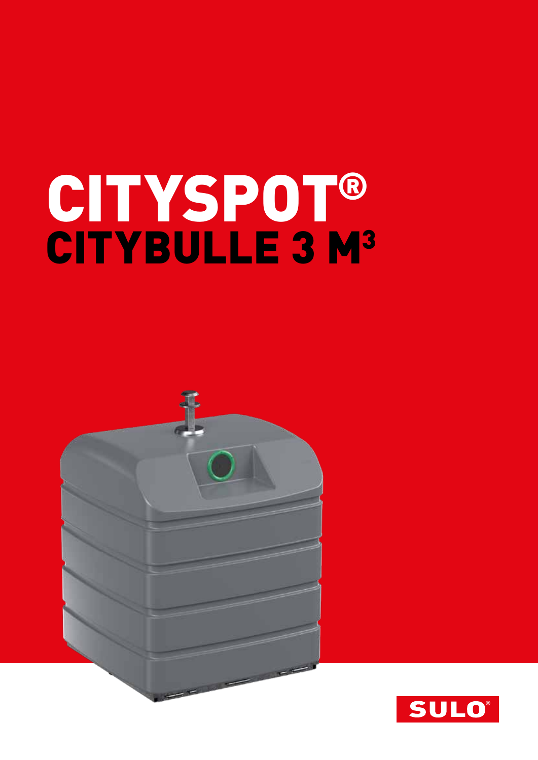# CITYSPOT®

## CITYBULLE 3 M$^3$

SULO®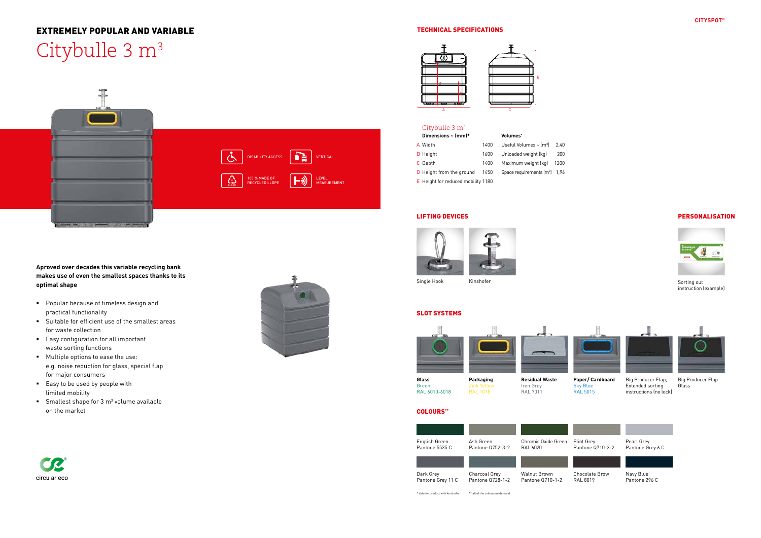## EXTREMELY POPULAR AND VARIABLE

# Citybulle 3 m³

DISABILITY ACCESS

VERTICAL

100 % MADE OF RECYCLED LLDPE

LEVEL MEASUREMENT

**Aproved over decades this variable recycling bank makes use of even the smallest spaces thanks to its optimal shape**

- Popular because of timeless design and practical functionality
- Suitable for efficient use of the smallest areas for waste collection
- Easy configuration for all important waste sorting functions
- Multiple options to ease the use: e.g. noise reduction for glass, special flap for major consumers
- Easy to be used by people with limited mobility
- Smallest shape for 3 m³ volume available on the market

circular eco

## TECHNICAL SPECIFICATIONS

### Citybulle 3 m³

| Dimensions ~ (mm)* | | Volumes* | |
|---|---|---|---|
| A Width | 1400 | Useful Volumes ~ (m³) | 2,40 |
| B Height | 1600 | Unloaded weight (kg) | 200 |
| C Depth | 1400 | Maximum weight (kg) | 1200 |
| D Height from the ground | 1450 | Space requirements (m²) | 1,96 |
| E Height for reduced mobility | 1180 | | |

## LIFTING DEVICES

Single Hook

Kinshofer

## PERSONALISATION

Sorting out instruction (example)

## SLOT SYSTEMS

| Glass | Packaging | Residual Waste | Paper/ Cardboard | Big Producer Flap, Extended sorting instructions (no lock) | Big Producer Flap Glass |
|---|---|---|---|---|---|
| Green RAL 6010-6018 | Zink Yellow RAL 1018 | Iron Grey RAL 7011 | Sky Blue RAL 5015 | | |

## COLOURS**

| English Green Pantone 5535 C | Ash Green Pantone Q752-3-2 | Chromic Oxide Green RAL 6020 | Flint Grey Pantone Q710-3-2 | Pearl Grey Pantone Grey 6 C |
|---|---|---|---|---|
| Dark Grey Pantone Grey 11 C | Charcoal Grey Pantone Q728-1-2 | Walnut Brown Pantone Q710-1-2 | Chocolate Brow RAL 8019 | Navy Blue Pantone 296 C |

* data for product with kinshofer ** all of the colours on demand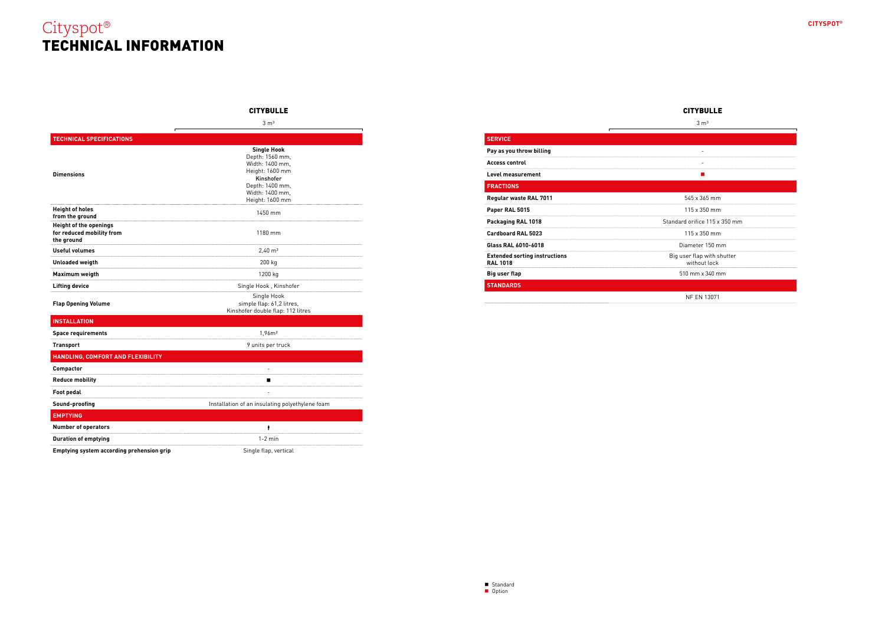# Cityspot®
# TECHNICAL INFORMATION

| | CITYBULLE 3 m³ |
|---|---|
| **TECHNICAL SPECIFICATIONS** | |
| **Dimensions** | **Single Hook** Depth: 1560 mm, Width: 1400 mm, Height: 1600 mm **Kinshofer** Depth: 1400 mm, Width: 1400 mm, Height: 1600 mm |
| **Height of holes from the ground** | 1450 mm |
| **Height of the openings for reduced mobility from the ground** | 1180 mm |
| **Useful volumes** | 2,40 m³ |
| **Unloaded weigth** | 200 kg |
| **Maximum weigth** | 1200 kg |
| **Lifting device** | Single Hook , Kinshofer |
| **Flap Opening Volume** | Single Hook simple flap: 61,2 litres, Kinshofer double flap: 112 litres |
| **INSTALLATION** | |
| **Space requirements** | 1,96m² |
| **Transport** | 9 units per truck |
| **HANDLING, COMFORT AND FLEXIBILITY** | |
| **Compactor** | - |
| **Reduce mobility** | ■ |
| **Foot pedal** | - |
| **Sound-proofing** | Installation of an insulating polyethylene foam |
| **EMPTYING** | |
| **Number of operators** | 1 |
| **Duration of emptying** | 1-2 min |
| **Emptying system according prehension grip** | Single flap, vertical |

| | CITYBULLE 3 m³ |
|---|---|
| **SERVICE** | |
| **Pay as you throw billing** | - |
| **Access control** | - |
| **Level measurement** | ■ (Option) |
| **FRACTIONS** | |
| **Regular waste RAL 7011** | 545 x 365 mm |
| **Paper RAL 5015** | 115 x 350 mm |
| **Packaging RAL 1018** | Standard orifice 115 x 350 mm |
| **Cardboard RAL 5023** | 115 x 350 mm |
| **Glass RAL 6010-6018** | Diameter 150 mm |
| **Extended sorting instructions RAL 1018** | Big user flap with shutter without lock |
| **Big user flap** | 510 mm x 340 mm |
| **STANDARDS** | |
| | NF EN 13071 |

■ Standard
■ Option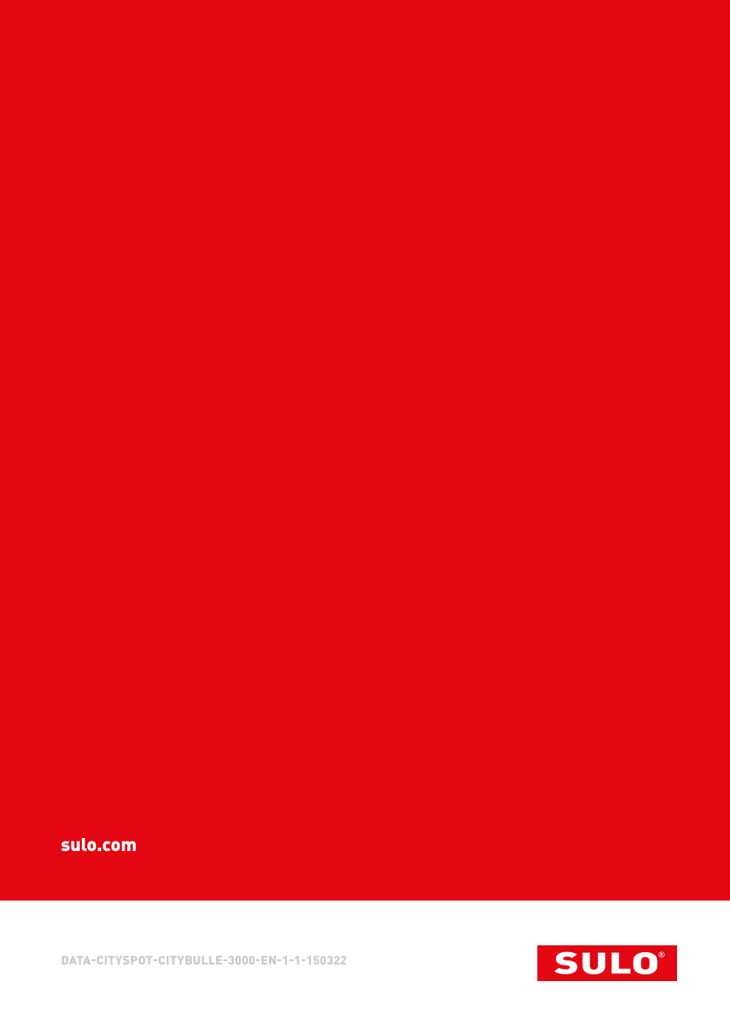sulo.com

DATA-CITYSPOT-CITYBULLE-3000-EN-1-1-150322

SULO®